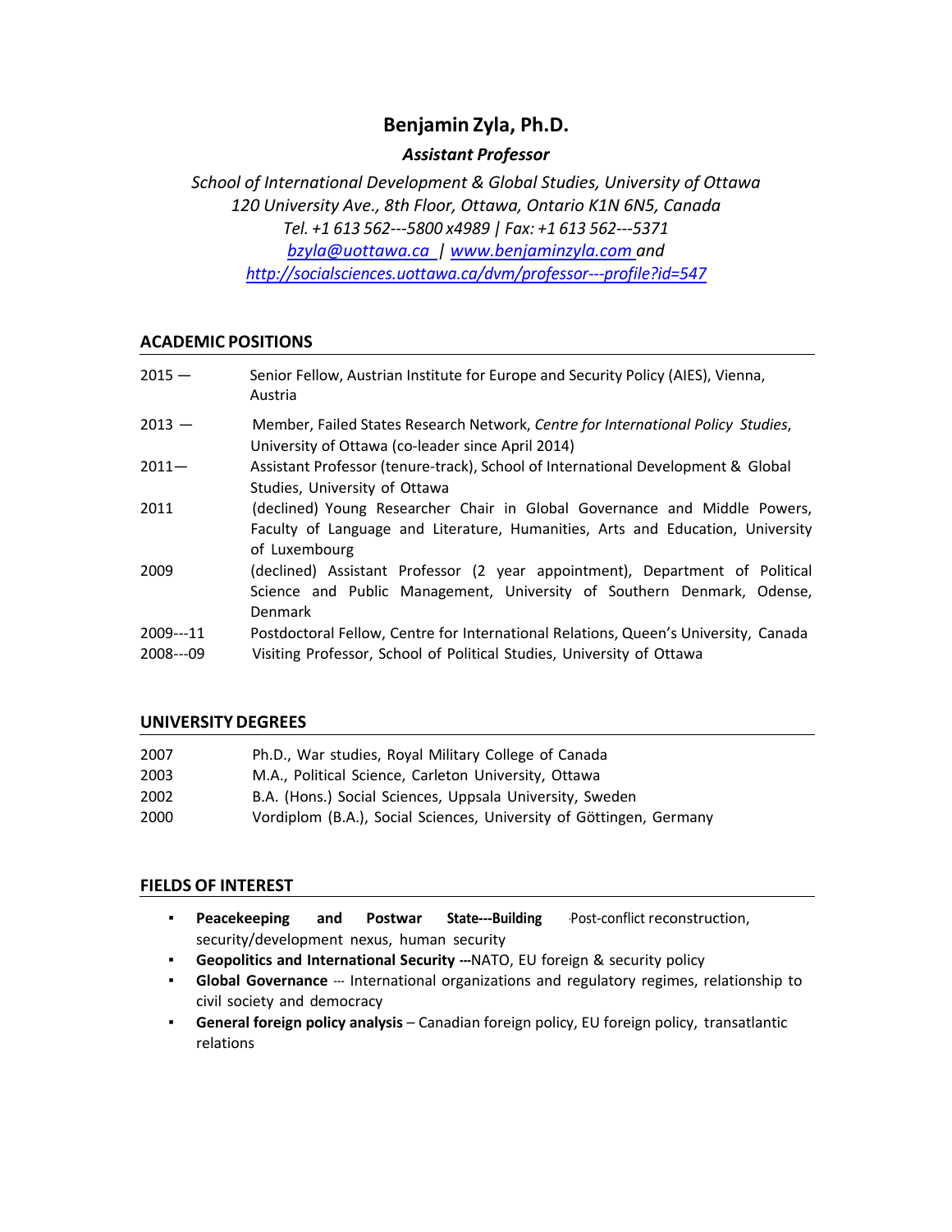# Benjamin Zyla, Ph.D.

***Assistant Professor***

*School of International Development & Global Studies, University of Ottawa*
*120 University Ave., 8th Floor, Ottawa, Ontario K1N 6N5, Canada*
*Tel. +1 613 562---5800 x4989 | Fax: +1 613 562---5371*
*bzyla@uottawa.ca | www.benjaminzyla.com and*
*http://socialsciences.uottawa.ca/dvm/professor---profile?id=547*

## ACADEMIC POSITIONS

| | |
|---|---|
| 2015 — | Senior Fellow, Austrian Institute for Europe and Security Policy (AIES), Vienna, Austria |
| 2013 — | Member, Failed States Research Network, *Centre for International Policy Studies*, University of Ottawa (co-leader since April 2014) |
| 2011— | Assistant Professor (tenure-track), School of International Development & Global Studies, University of Ottawa |
| 2011 | (declined) Young Researcher Chair in Global Governance and Middle Powers, Faculty of Language and Literature, Humanities, Arts and Education, University of Luxembourg |
| 2009 | (declined) Assistant Professor (2 year appointment), Department of Political Science and Public Management, University of Southern Denmark, Odense, Denmark |
| 2009---11 | Postdoctoral Fellow, Centre for International Relations, Queen's University, Canada |
| 2008---09 | Visiting Professor, School of Political Studies, University of Ottawa |

## UNIVERSITY DEGREES

| | |
|---|---|
| 2007 | Ph.D., War studies, Royal Military College of Canada |
| 2003 | M.A., Political Science, Carleton University, Ottawa |
| 2002 | B.A. (Hons.) Social Sciences, Uppsala University, Sweden |
| 2000 | Vordiplom (B.A.), Social Sciences, University of Göttingen, Germany |

## FIELDS OF INTEREST

- **Peacekeeping and Postwar State---Building** ·Post-conflict reconstruction, security/development nexus, human security
- **Geopolitics and International Security ---**NATO, EU foreign & security policy
- **Global Governance** --- International organizations and regulatory regimes, relationship to civil society and democracy
- **General foreign policy analysis** – Canadian foreign policy, EU foreign policy, transatlantic relations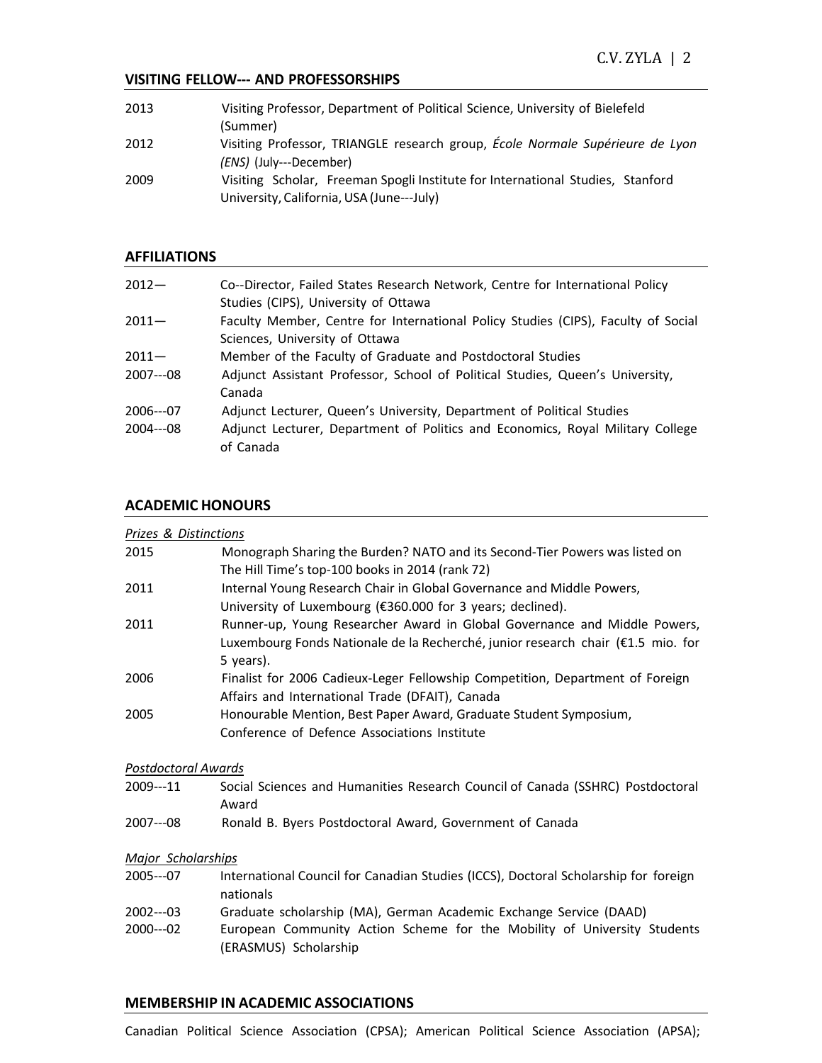## VISITING FELLOW--- AND PROFESSORSHIPS

2013 Visiting Professor, Department of Political Science, University of Bielefeld (Summer)

2012 Visiting Professor, TRIANGLE research group, *École Normale Supérieure de Lyon (ENS)* (July---December)

2009 Visiting Scholar, Freeman Spogli Institute for International Studies, Stanford University, California, USA (June---July)

## AFFILIATIONS

2012— Co--Director, Failed States Research Network, Centre for International Policy Studies (CIPS), University of Ottawa

2011— Faculty Member, Centre for International Policy Studies (CIPS), Faculty of Social Sciences, University of Ottawa

2011— Member of the Faculty of Graduate and Postdoctoral Studies

2007---08 Adjunct Assistant Professor, School of Political Studies, Queen's University, Canada

2006---07 Adjunct Lecturer, Queen's University, Department of Political Studies

2004---08 Adjunct Lecturer, Department of Politics and Economics, Royal Military College of Canada

## ACADEMIC HONOURS

*Prizes & Distinctions*

2015 Monograph Sharing the Burden? NATO and its Second-Tier Powers was listed on The Hill Time's top-100 books in 2014 (rank 72)

2011 Internal Young Research Chair in Global Governance and Middle Powers, University of Luxembourg (€360.000 for 3 years; declined).

2011 Runner-up, Young Researcher Award in Global Governance and Middle Powers, Luxembourg Fonds Nationale de la Recherché, junior research chair (€1.5 mio. for 5 years).

2006 Finalist for 2006 Cadieux-Leger Fellowship Competition, Department of Foreign Affairs and International Trade (DFAIT), Canada

2005 Honourable Mention, Best Paper Award, Graduate Student Symposium, Conference of Defence Associations Institute

*Postdoctoral Awards*

2009---11 Social Sciences and Humanities Research Council of Canada (SSHRC) Postdoctoral Award

2007---08 Ronald B. Byers Postdoctoral Award, Government of Canada

*Major Scholarships*

2005---07 International Council for Canadian Studies (ICCS), Doctoral Scholarship for foreign nationals

2002---03 Graduate scholarship (MA), German Academic Exchange Service (DAAD)

2000---02 European Community Action Scheme for the Mobility of University Students (ERASMUS) Scholarship

## MEMBERSHIP IN ACADEMIC ASSOCIATIONS

Canadian Political Science Association (CPSA); American Political Science Association (APSA);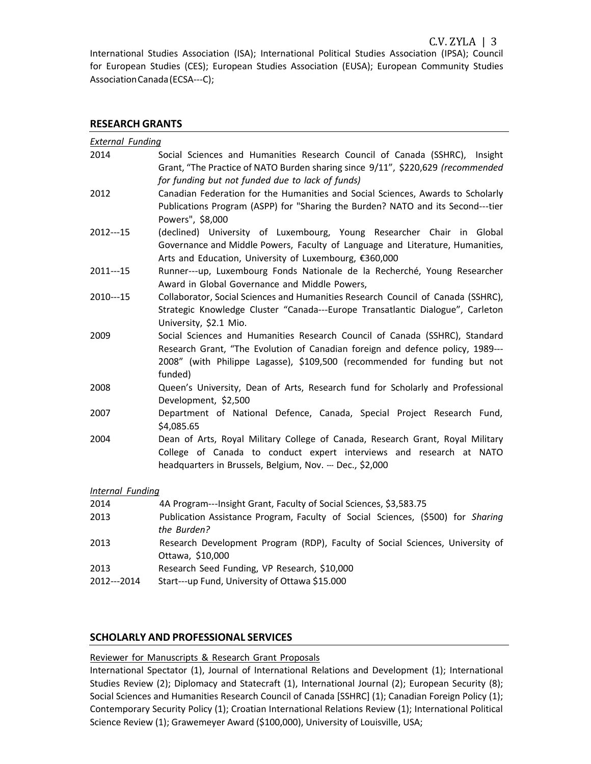International Studies Association (ISA); International Political Studies Association (IPSA); Council for European Studies (CES); European Studies Association (EUSA); European Community Studies Association Canada (ECSA---C);

## RESEARCH GRANTS

*External Funding*

| | |
|---|---|
| 2014 | Social Sciences and Humanities Research Council of Canada (SSHRC), Insight Grant, "The Practice of NATO Burden sharing since 9/11", $220,629 *(recommended for funding but not funded due to lack of funds)* |
| 2012 | Canadian Federation for the Humanities and Social Sciences, Awards to Scholarly Publications Program (ASPP) for "Sharing the Burden? NATO and its Second---tier Powers", $8,000 |
| 2012---15 | (declined) University of Luxembourg, Young Researcher Chair in Global Governance and Middle Powers, Faculty of Language and Literature, Humanities, Arts and Education, University of Luxembourg, €360,000 |
| 2011---15 | Runner---up, Luxembourg Fonds Nationale de la Recherché, Young Researcher Award in Global Governance and Middle Powers, |
| 2010---15 | Collaborator, Social Sciences and Humanities Research Council of Canada (SSHRC), Strategic Knowledge Cluster "Canada---Europe Transatlantic Dialogue", Carleton University, $2.1 Mio. |
| 2009 | Social Sciences and Humanities Research Council of Canada (SSHRC), Standard Research Grant, "The Evolution of Canadian foreign and defence policy, 1989---2008" (with Philippe Lagasse), $109,500 (recommended for funding but not funded) |
| 2008 | Queen's University, Dean of Arts, Research fund for Scholarly and Professional Development, $2,500 |
| 2007 | Department of National Defence, Canada, Special Project Research Fund, $4,085.65 |
| 2004 | Dean of Arts, Royal Military College of Canada, Research Grant, Royal Military College of Canada to conduct expert interviews and research at NATO headquarters in Brussels, Belgium, Nov. --- Dec., $2,000 |

*Internal Funding*

| | |
|---|---|
| 2014 | 4A Program---Insight Grant, Faculty of Social Sciences, $3,583.75 |
| 2013 | Publication Assistance Program, Faculty of Social Sciences, ($500) for *Sharing the Burden?* |
| 2013 | Research Development Program (RDP), Faculty of Social Sciences, University of Ottawa, $10,000 |
| 2013 | Research Seed Funding, VP Research, $10,000 |
| 2012---2014 | Start---up Fund, University of Ottawa $15.000 |

## SCHOLARLY AND PROFESSIONAL SERVICES

Reviewer for Manuscripts & Research Grant Proposals

International Spectator (1), Journal of International Relations and Development (1); International Studies Review (2); Diplomacy and Statecraft (1), International Journal (2); European Security (8); Social Sciences and Humanities Research Council of Canada [SSHRC] (1); Canadian Foreign Policy (1); Contemporary Security Policy (1); Croatian International Relations Review (1); International Political Science Review (1); Grawemeyer Award ($100,000), University of Louisville, USA;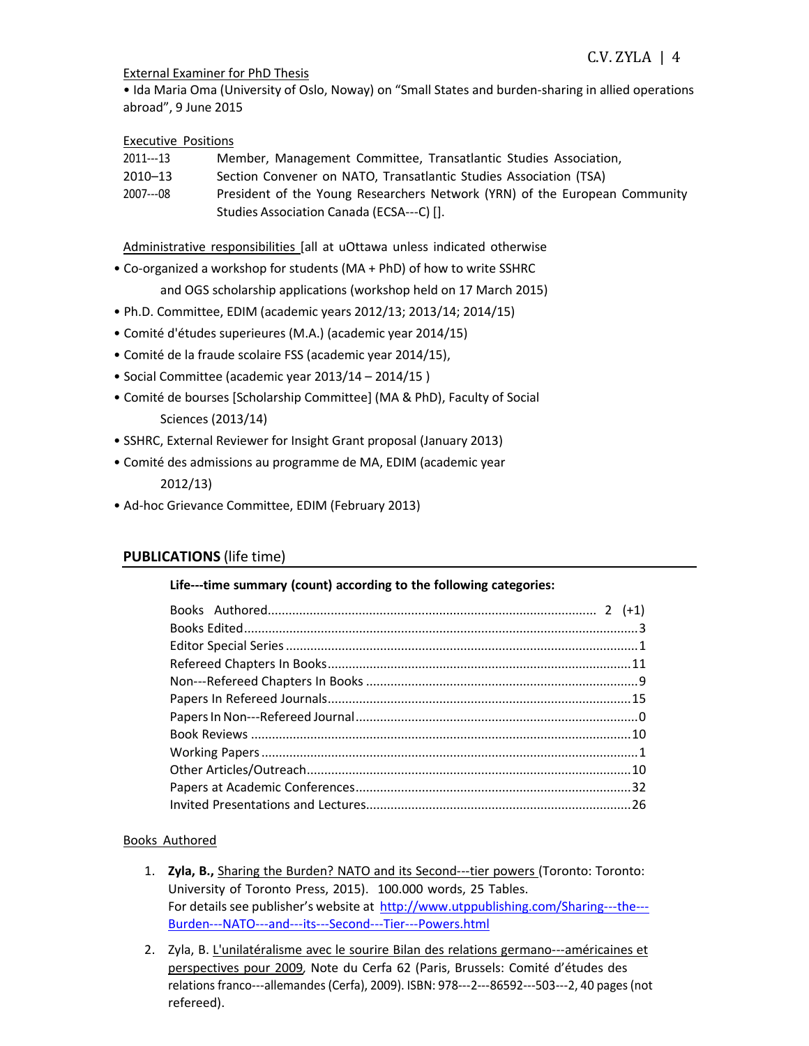External Examiner for PhD Thesis

• Ida Maria Oma (University of Oslo, Noway) on "Small States and burden-sharing in allied operations abroad", 9 June 2015

Executive Positions

| | |
|---|---|
| 2011---13 | Member, Management Committee, Transatlantic Studies Association, |
| 2010–13 | Section Convener on NATO, Transatlantic Studies Association (TSA) |
| 2007---08 | President of the Young Researchers Network (YRN) of the European Community Studies Association Canada (ECSA---C) []. |

Administrative responsibilities [all at uOttawa unless indicated otherwise

- Co-organized a workshop for students (MA + PhD) of how to write SSHRC and OGS scholarship applications (workshop held on 17 March 2015)
- Ph.D. Committee, EDIM (academic years 2012/13; 2013/14; 2014/15)
- Comité d'études superieures (M.A.) (academic year 2014/15)
- Comité de la fraude scolaire FSS (academic year 2014/15),
- Social Committee (academic year 2013/14 – 2014/15 )
- Comité de bourses [Scholarship Committee] (MA & PhD), Faculty of Social Sciences (2013/14)
- SSHRC, External Reviewer for Insight Grant proposal (January 2013)
- Comité des admissions au programme de MA, EDIM (academic year 2012/13)
- Ad-hoc Grievance Committee, EDIM (February 2013)

## PUBLICATIONS (life time)

**Life---time summary (count) according to the following categories:**

| | |
|---|---|
| Books Authored | 2 (+1) |
| Books Edited | 3 |
| Editor Special Series | 1 |
| Refereed Chapters In Books | 11 |
| Non---Refereed Chapters In Books | 9 |
| Papers In Refereed Journals | 15 |
| Papers In Non---Refereed Journal | 0 |
| Book Reviews | 10 |
| Working Papers | 1 |
| Other Articles/Outreach | 10 |
| Papers at Academic Conferences | 32 |
| Invited Presentations and Lectures | 26 |

Books Authored

1. **Zyla, B.,** Sharing the Burden? NATO and its Second---tier powers (Toronto: Toronto: University of Toronto Press, 2015). 100.000 words, 25 Tables. For details see publisher's website at http://www.utppublishing.com/Sharing---the---Burden---NATO---and---its---Second---Tier---Powers.html
2. Zyla, B. L'unilatéralisme avec le sourire Bilan des relations germano---américaines et perspectives pour 2009, Note du Cerfa 62 (Paris, Brussels: Comité d'études des relations franco---allemandes (Cerfa), 2009). ISBN: 978---2---86592---503---2, 40 pages (not refereed).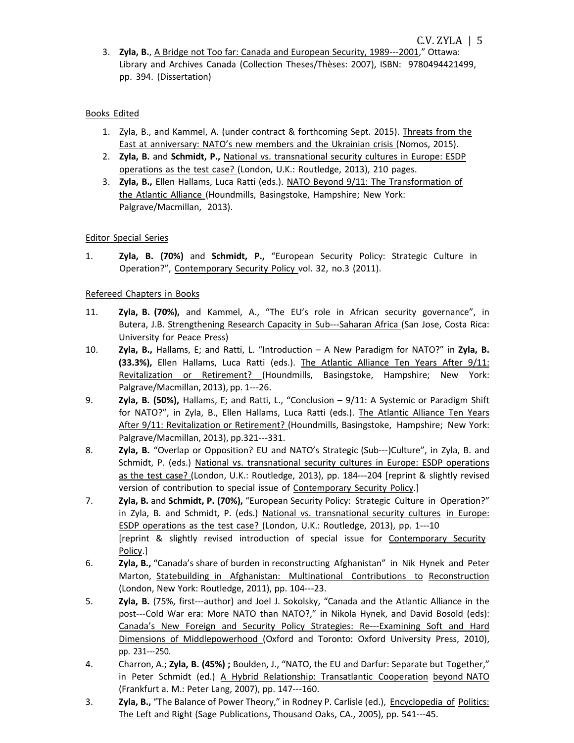3. **Zyla, B.**, A Bridge not Too far: Canada and European Security, 1989---2001," Ottawa: Library and Archives Canada (Collection Theses/Thèses: 2007), ISBN: 9780494421499, pp. 394. (Dissertation)

Books Edited

1. Zyla, B., and Kammel, A. (under contract & forthcoming Sept. 2015). Threats from the East at anniversary: NATO's new members and the Ukrainian crisis (Nomos, 2015).
2. **Zyla, B.** and **Schmidt, P.,** National vs. transnational security cultures in Europe: ESDP operations as the test case? (London, U.K.: Routledge, 2013), 210 pages.
3. **Zyla, B.,** Ellen Hallams, Luca Ratti (eds.). NATO Beyond 9/11: The Transformation of the Atlantic Alliance (Houndmills, Basingstoke, Hampshire; New York: Palgrave/Macmillan, 2013).

Editor Special Series

1. **Zyla, B. (70%)** and **Schmidt, P.,** "European Security Policy: Strategic Culture in Operation?", Contemporary Security Policy vol. 32, no.3 (2011).

Refereed Chapters in Books

11. **Zyla, B. (70%),** and Kammel, A., "The EU's role in African security governance", in Butera, J.B. Strengthening Research Capacity in Sub---Saharan Africa (San Jose, Costa Rica: University for Peace Press)
10. **Zyla, B.,** Hallams, E; and Ratti, L. "Introduction – A New Paradigm for NATO?" in **Zyla, B. (33.3%),** Ellen Hallams, Luca Ratti (eds.). The Atlantic Alliance Ten Years After 9/11: Revitalization or Retirement? (Houndmills, Basingstoke, Hampshire; New York: Palgrave/Macmillan, 2013), pp. 1---26.
9. **Zyla, B. (50%),** Hallams, E; and Ratti, L., "Conclusion – 9/11: A Systemic or Paradigm Shift for NATO?", in Zyla, B., Ellen Hallams, Luca Ratti (eds.). The Atlantic Alliance Ten Years After 9/11: Revitalization or Retirement? (Houndmills, Basingstoke, Hampshire; New York: Palgrave/Macmillan, 2013), pp.321---331.
8. **Zyla, B.** "Overlap or Opposition? EU and NATO's Strategic (Sub---)Culture", in Zyla, B. and Schmidt, P. (eds.) National vs. transnational security cultures in Europe: ESDP operations as the test case? (London, U.K.: Routledge, 2013), pp. 184---204 [reprint & slightly revised version of contribution to special issue of Contemporary Security Policy.]
7. **Zyla, B.** and **Schmidt, P. (70%),** "European Security Policy: Strategic Culture in Operation?" in Zyla, B. and Schmidt, P. (eds.) National vs. transnational security cultures in Europe: ESDP operations as the test case? (London, U.K.: Routledge, 2013), pp. 1---10 [reprint & slightly revised introduction of special issue for Contemporary Security Policy.]
6. **Zyla, B.,** "Canada's share of burden in reconstructing Afghanistan" in Nik Hynek and Peter Marton, Statebuilding in Afghanistan: Multinational Contributions to Reconstruction (London, New York: Routledge, 2011), pp. 104---23.
5. **Zyla, B.** (75%, first---author) and Joel J. Sokolsky, "Canada and the Atlantic Alliance in the post---Cold War era: More NATO than NATO?," in Nikola Hynek, and David Bosold (eds): Canada's New Foreign and Security Policy Strategies: Re---Examining Soft and Hard Dimensions of Middlepowerhood (Oxford and Toronto: Oxford University Press, 2010), pp. 231---250.
4. Charron, A.; **Zyla, B. (45%) ;** Boulden, J., "NATO, the EU and Darfur: Separate but Together," in Peter Schmidt (ed.) A Hybrid Relationship: Transatlantic Cooperation beyond NATO (Frankfurt a. M.: Peter Lang, 2007), pp. 147---160.
3. **Zyla, B.,** "The Balance of Power Theory," in Rodney P. Carlisle (ed.), Encyclopedia of Politics: The Left and Right (Sage Publications, Thousand Oaks, CA., 2005), pp. 541---45.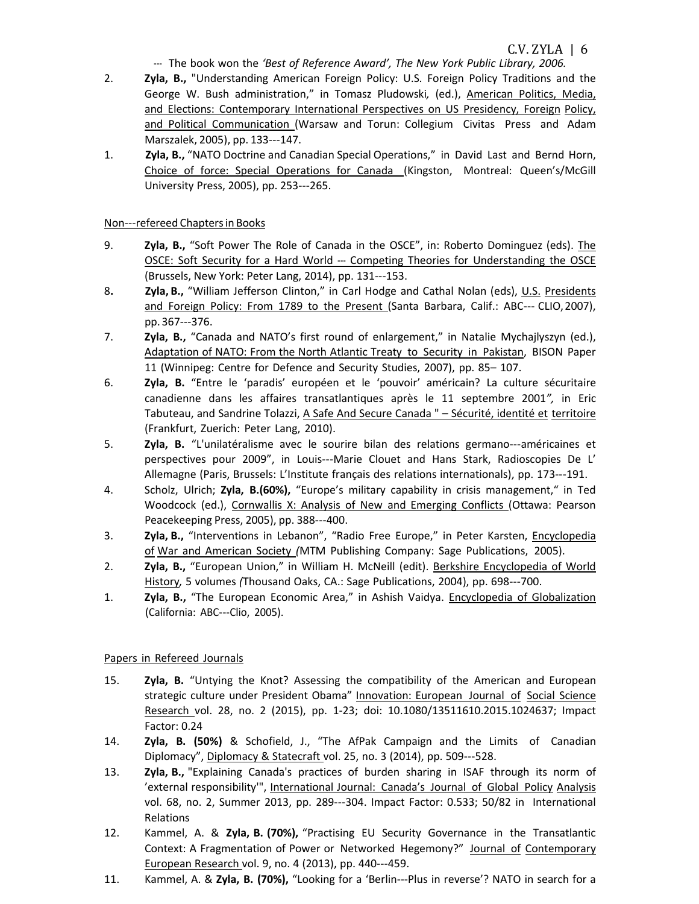--- The book won the *'Best of Reference Award', The New York Public Library, 2006.*

2. **Zyla, B.,** "Understanding American Foreign Policy: U.S. Foreign Policy Traditions and the George W. Bush administration," in Tomasz Pludowski*,* (ed.), American Politics, Media, and Elections: Contemporary International Perspectives on US Presidency, Foreign Policy, and Political Communication (Warsaw and Torun: Collegium Civitas Press and Adam Marszalek, 2005), pp. 133---147.
1. **Zyla, B.,** "NATO Doctrine and Canadian Special Operations," in David Last and Bernd Horn, Choice of force: Special Operations for Canada (Kingston, Montreal: Queen's/McGill University Press, 2005), pp. 253---265.

Non---refereed Chapters in Books

9. **Zyla, B.,** "Soft Power The Role of Canada in the OSCE", in: Roberto Dominguez (eds). The OSCE: Soft Security for a Hard World --- Competing Theories for Understanding the OSCE (Brussels, New York: Peter Lang, 2014), pp. 131---153.
8. **Zyla, B.,** "William Jefferson Clinton," in Carl Hodge and Cathal Nolan (eds), U.S. Presidents and Foreign Policy: From 1789 to the Present (Santa Barbara, Calif.: ABC--- CLIO, 2007), pp. 367---376.
7. **Zyla, B.,** "Canada and NATO's first round of enlargement," in Natalie Mychajlyszyn (ed.), Adaptation of NATO: From the North Atlantic Treaty to Security in Pakistan, BISON Paper 11 (Winnipeg: Centre for Defence and Security Studies, 2007), pp. 85– 107.
6. **Zyla, B.** "Entre le 'paradis' européen et le 'pouvoir' américain? La culture sécuritaire canadienne dans les affaires transatlantiques après le 11 septembre 2001*",* in Eric Tabuteau, and Sandrine Tolazzi, A Safe And Secure Canada " – Sécurité, identité et territoire (Frankfurt, Zuerich: Peter Lang, 2010).
5. **Zyla, B.** "L'unilatéralisme avec le sourire bilan des relations germano---américaines et perspectives pour 2009", in Louis---Marie Clouet and Hans Stark, Radioscopies De L' Allemagne (Paris, Brussels: L'Institute français des relations internationals), pp. 173---191.
4. Scholz, Ulrich; **Zyla, B.(60%),** "Europe's military capability in crisis management," in Ted Woodcock (ed.), Cornwallis X: Analysis of New and Emerging Conflicts (Ottawa: Pearson Peacekeeping Press, 2005), pp. 388---400.
3. **Zyla, B.,** "Interventions in Lebanon", "Radio Free Europe," in Peter Karsten, Encyclopedia of War and American Society *(*MTM Publishing Company: Sage Publications, 2005).
2. **Zyla, B.,** "European Union," in William H. McNeill (edit). Berkshire Encyclopedia of World History*,* 5 volumes *(*Thousand Oaks, CA.: Sage Publications, 2004), pp. 698---700.
1. **Zyla, B.,** "The European Economic Area," in Ashish Vaidya. Encyclopedia of Globalization (California: ABC---Clio, 2005).

Papers in Refereed Journals

15. **Zyla, B.** "Untying the Knot? Assessing the compatibility of the American and European strategic culture under President Obama" Innovation: European Journal of Social Science Research vol. 28, no. 2 (2015), pp. 1-23; doi: 10.1080/13511610.2015.1024637; Impact Factor: 0.24
14. **Zyla, B. (50%)** & Schofield, J., "The AfPak Campaign and the Limits of Canadian Diplomacy", Diplomacy & Statecraft vol. 25, no. 3 (2014), pp. 509---528.
13. **Zyla, B.,** "Explaining Canada's practices of burden sharing in ISAF through its norm of 'external responsibility'", International Journal: Canada's Journal of Global Policy Analysis vol. 68, no. 2, Summer 2013, pp. 289---304. Impact Factor: 0.533; 50/82 in International Relations
12. Kammel, A. & **Zyla, B. (70%),** "Practising EU Security Governance in the Transatlantic Context: A Fragmentation of Power or Networked Hegemony?" Journal of Contemporary European Research vol. 9, no. 4 (2013), pp. 440---459.
11. Kammel, A. & **Zyla, B. (70%),** "Looking for a 'Berlin---Plus in reverse'? NATO in search for a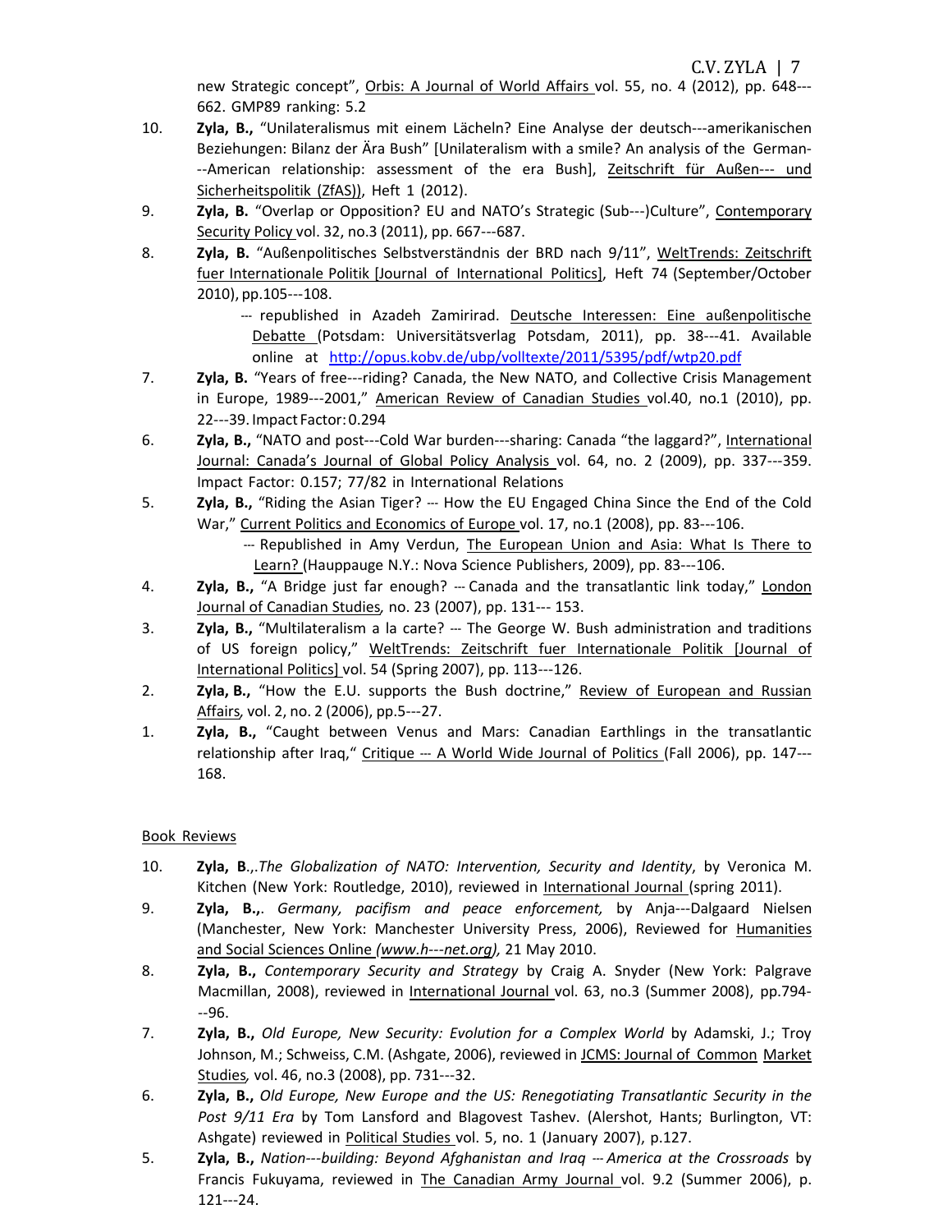new Strategic concept", Orbis: A Journal of World Affairs vol. 55, no. 4 (2012), pp. 648---662. GMP89 ranking: 5.2

10. **Zyla, B.,** "Unilateralismus mit einem Lächeln? Eine Analyse der deutsch---amerikanischen Beziehungen: Bilanz der Ära Bush" [Unilateralism with a smile? An analysis of the German---American relationship: assessment of the era Bush], Zeitschrift für Außen--- und Sicherheitspolitik (ZfAS)), Heft 1 (2012).

9. **Zyla, B.** "Overlap or Opposition? EU and NATO's Strategic (Sub---)Culture", Contemporary Security Policy vol. 32, no.3 (2011), pp. 667---687.

8. **Zyla, B.** "Außenpolitisches Selbstverständnis der BRD nach 9/11", WeltTrends: Zeitschrift fuer Internationale Politik [Journal of International Politics], Heft 74 (September/October 2010), pp.105---108.
   - --- republished in Azadeh Zamirirad. Deutsche Interessen: Eine außenpolitische Debatte (Potsdam: Universitätsverlag Potsdam, 2011), pp. 38---41. Available online at http://opus.kobv.de/ubp/volltexte/2011/5395/pdf/wtp20.pdf

7. **Zyla, B.** "Years of free---riding? Canada, the New NATO, and Collective Crisis Management in Europe, 1989---2001," American Review of Canadian Studies vol.40, no.1 (2010), pp. 22---39. Impact Factor: 0.294

6. **Zyla, B.,** "NATO and post---Cold War burden---sharing: Canada "the laggard?", International Journal: Canada's Journal of Global Policy Analysis vol. 64, no. 2 (2009), pp. 337---359. Impact Factor: 0.157; 77/82 in International Relations

5. **Zyla, B.,** "Riding the Asian Tiger? --- How the EU Engaged China Since the End of the Cold War," Current Politics and Economics of Europe vol. 17, no.1 (2008), pp. 83---106.
   - --- Republished in Amy Verdun, The European Union and Asia: What Is There to Learn? (Hauppauge N.Y.: Nova Science Publishers, 2009), pp. 83---106.

4. **Zyla, B.,** "A Bridge just far enough? --- Canada and the transatlantic link today," London Journal of Canadian Studies, no. 23 (2007), pp. 131--- 153.

3. **Zyla, B.,** "Multilateralism a la carte? --- The George W. Bush administration and traditions of US foreign policy," WeltTrends: Zeitschrift fuer Internationale Politik [Journal of International Politics] vol. 54 (Spring 2007), pp. 113---126.

2. **Zyla, B.,** "How the E.U. supports the Bush doctrine," Review of European and Russian Affairs, vol. 2, no. 2 (2006), pp.5---27.

1. **Zyla, B.,** "Caught between Venus and Mars: Canadian Earthlings in the transatlantic relationship after Iraq," Critique --- A World Wide Journal of Politics (Fall 2006), pp. 147---168.

Book Reviews

10. **Zyla, B**.,.*The Globalization of NATO: Intervention, Security and Identity*, by Veronica M. Kitchen (New York: Routledge, 2010), reviewed in International Journal (spring 2011).

9. **Zyla, B.,**. *Germany, pacifism and peace enforcement,* by Anja---Dalgaard Nielsen (Manchester, New York: Manchester University Press, 2006), Reviewed for Humanities and Social Sciences Online *(www.h---net.org),* 21 May 2010.

8. **Zyla, B.,** *Contemporary Security and Strategy* by Craig A. Snyder (New York: Palgrave Macmillan, 2008), reviewed in International Journal vol. 63, no.3 (Summer 2008), pp.794---96.

7. **Zyla, B.,** *Old Europe, New Security: Evolution for a Complex World* by Adamski, J.; Troy Johnson, M.; Schweiss, C.M. (Ashgate, 2006), reviewed in JCMS: Journal of Common Market Studies, vol. 46, no.3 (2008), pp. 731---32.

6. **Zyla, B.,** *Old Europe, New Europe and the US: Renegotiating Transatlantic Security in the Post 9/11 Era* by Tom Lansford and Blagovest Tashev. (Alershot, Hants; Burlington, VT: Ashgate) reviewed in Political Studies vol. 5, no. 1 (January 2007), p.127.

5. **Zyla, B.,** *Nation---building: Beyond Afghanistan and Iraq --- America at the Crossroads* by Francis Fukuyama, reviewed in The Canadian Army Journal vol. 9.2 (Summer 2006), p. 121---24.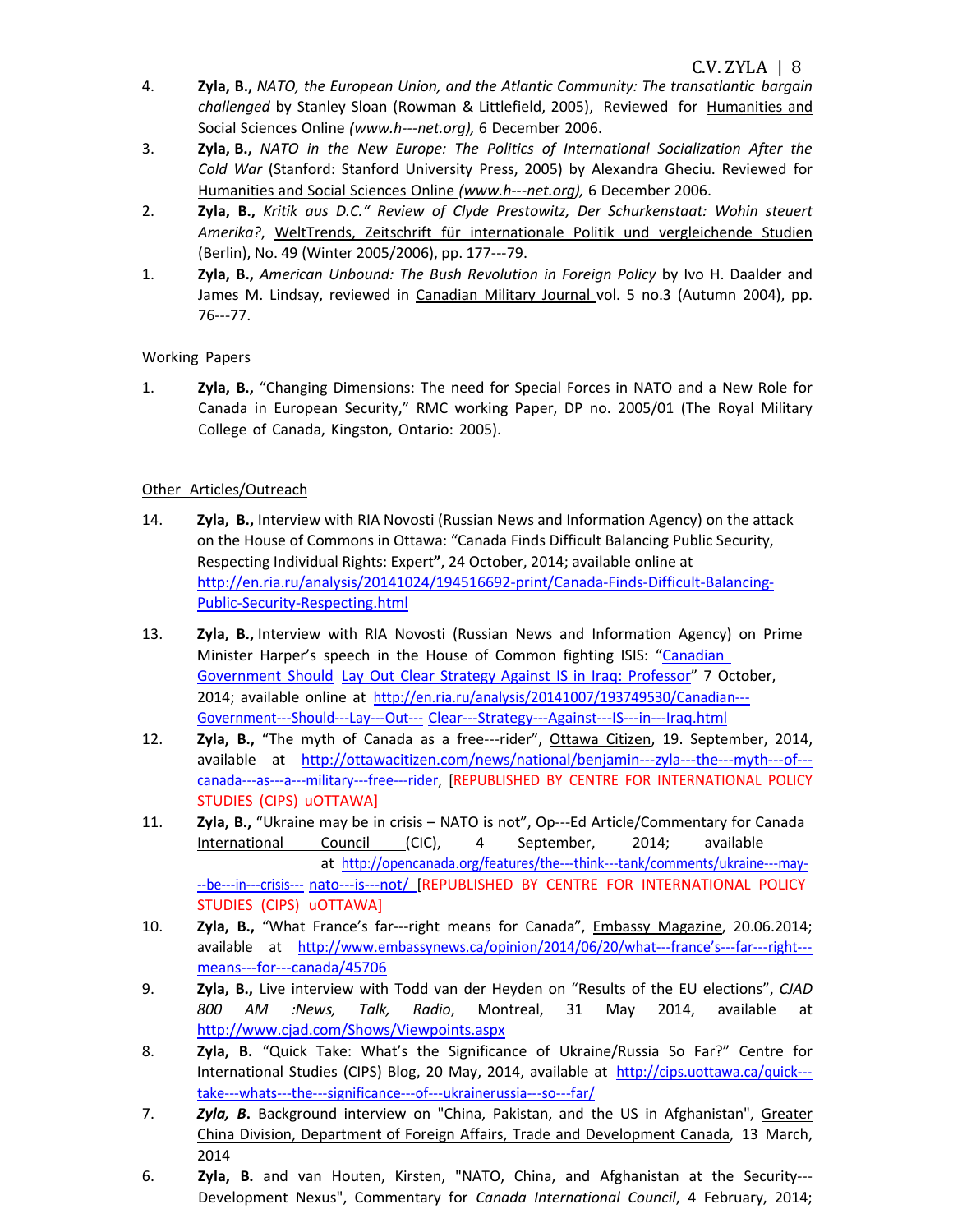4. **Zyla, B.,** *NATO, the European Union, and the Atlantic Community: The transatlantic bargain challenged* by Stanley Sloan (Rowman & Littlefield, 2005), Reviewed for Humanities and Social Sciences Online *(www.h---net.org)*, 6 December 2006.

3. **Zyla, B.,** *NATO in the New Europe: The Politics of International Socialization After the Cold War* (Stanford: Stanford University Press, 2005) by Alexandra Gheciu. Reviewed for Humanities and Social Sciences Online *(www.h---net.org)*, 6 December 2006.

2. **Zyla, B.,** *Kritik aus D.C." Review of Clyde Prestowitz, Der Schurkenstaat: Wohin steuert Amerika?*, WeltTrends, Zeitschrift für internationale Politik und vergleichende Studien (Berlin), No. 49 (Winter 2005/2006), pp. 177---79.

1. **Zyla, B.,** *American Unbound: The Bush Revolution in Foreign Policy* by Ivo H. Daalder and James M. Lindsay, reviewed in Canadian Military Journal vol. 5 no.3 (Autumn 2004), pp. 76---77.

Working Papers

1. **Zyla, B.,** "Changing Dimensions: The need for Special Forces in NATO and a New Role for Canada in European Security," RMC working Paper, DP no. 2005/01 (The Royal Military College of Canada, Kingston, Ontario: 2005).

Other Articles/Outreach

14. **Zyla, B.,** Interview with RIA Novosti (Russian News and Information Agency) on the attack on the House of Commons in Ottawa: "Canada Finds Difficult Balancing Public Security, Respecting Individual Rights: Expert**"**, 24 October, 2014; available online at http://en.ria.ru/analysis/20141024/194516692-print/Canada-Finds-Difficult-Balancing-Public-Security-Respecting.html

13. **Zyla, B.,** Interview with RIA Novosti (Russian News and Information Agency) on Prime Minister Harper's speech in the House of Common fighting ISIS: "Canadian Government Should Lay Out Clear Strategy Against IS in Iraq: Professor" 7 October, 2014; available online at http://en.ria.ru/analysis/20141007/193749530/Canadian---Government---Should---Lay---Out---Clear---Strategy---Against---IS---in---Iraq.html

12. **Zyla, B.,** "The myth of Canada as a free---rider", Ottawa Citizen, 19. September, 2014, available at http://ottawacitizen.com/news/national/benjamin---zyla---the---myth---of---canada---as---a---military---free---rider, [REPUBLISHED BY CENTRE FOR INTERNATIONAL POLICY STUDIES (CIPS) uOTTAWA]

11. **Zyla, B.,** "Ukraine may be in crisis – NATO is not", Op---Ed Article/Commentary for Canada International Council (CIC), 4 September, 2014; available at http://opencanada.org/features/the---think---tank/comments/ukraine---may---be---in---crisis---nato---is---not/ [REPUBLISHED BY CENTRE FOR INTERNATIONAL POLICY STUDIES (CIPS) uOTTAWA]

10. **Zyla, B.,** "What France's far---right means for Canada", Embassy Magazine, 20.06.2014; available at http://www.embassynews.ca/opinion/2014/06/20/what---france's---far---right---means---for---canada/45706

9. **Zyla, B.,** Live interview with Todd van der Heyden on "Results of the EU elections", *CJAD 800 AM :News, Talk, Radio*, Montreal, 31 May 2014, available at http://www.cjad.com/Shows/Viewpoints.aspx

8. **Zyla, B.** "Quick Take: What's the Significance of Ukraine/Russia So Far?" Centre for International Studies (CIPS) Blog, 20 May, 2014, available at http://cips.uottawa.ca/quick---take---whats---the---significance---of---ukrainerussia---so---far/

7. ***Zyla, B*.** Background interview on "China, Pakistan, and the US in Afghanistan", Greater China Division, Department of Foreign Affairs, Trade and Development Canada, 13 March, 2014

6. **Zyla, B.** and van Houten, Kirsten, "NATO, China, and Afghanistan at the Security---Development Nexus", Commentary for *Canada International Council*, 4 February, 2014;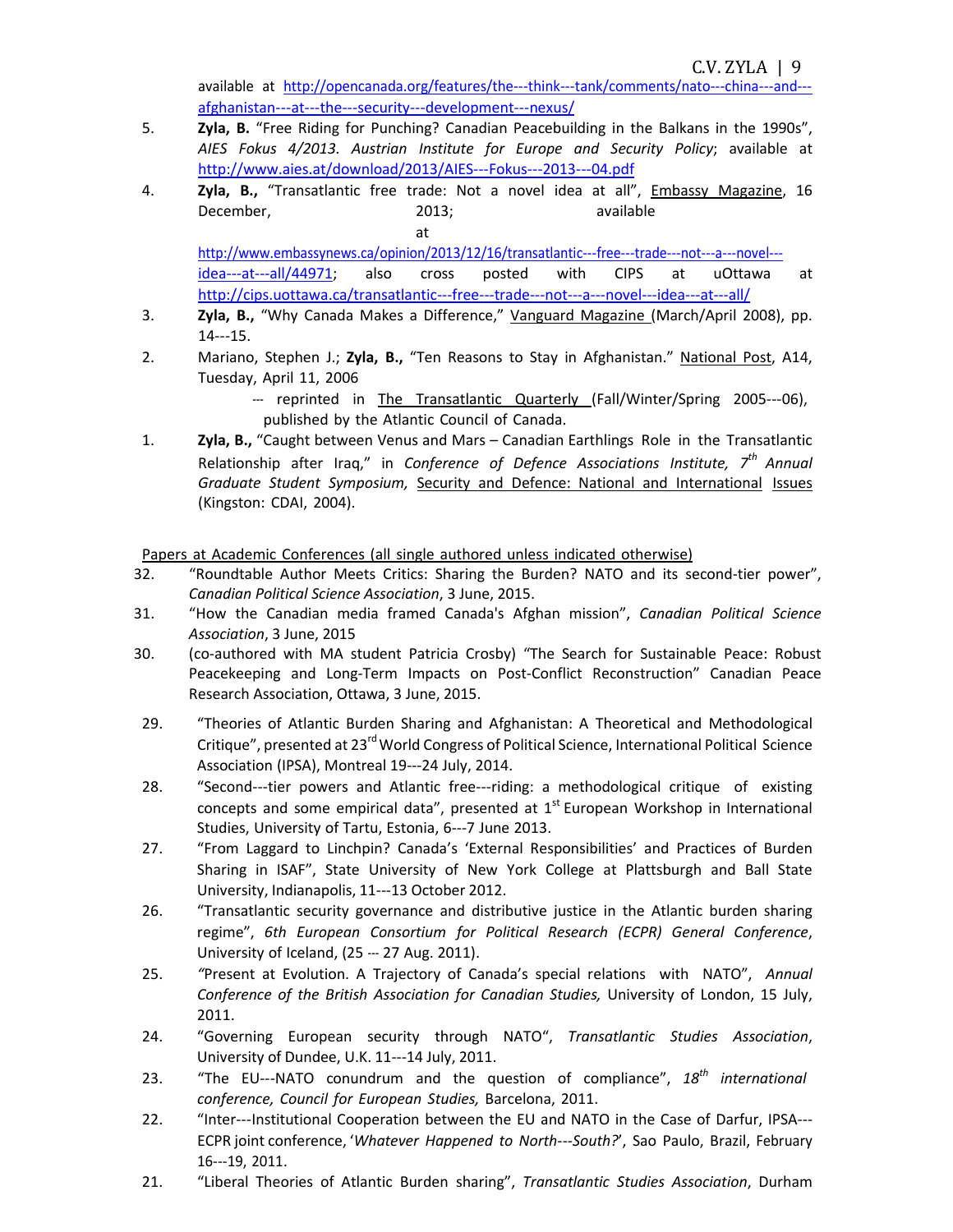available at http://opencanada.org/features/the---think---tank/comments/nato---china---and---afghanistan---at---the---security---development---nexus/

5. **Zyla, B.** "Free Riding for Punching? Canadian Peacebuilding in the Balkans in the 1990s", *AIES Fokus 4/2013. Austrian Institute for Europe and Security Policy*; available at http://www.aies.at/download/2013/AIES---Fokus---2013---04.pdf

4. **Zyla, B.,** "Transatlantic free trade: Not a novel idea at all", Embassy Magazine, 16 December, 2013; available at http://www.embassynews.ca/opinion/2013/12/16/transatlantic---free---trade---not---a---novel---idea---at---all/44971; also cross posted with CIPS at uOttawa at http://cips.uottawa.ca/transatlantic---free---trade---not---a---novel---idea---at---all/

3. **Zyla, B.,** "Why Canada Makes a Difference," Vanguard Magazine (March/April 2008), pp. 14---15.

2. Mariano, Stephen J.; **Zyla, B.,** "Ten Reasons to Stay in Afghanistan." National Post, A14, Tuesday, April 11, 2006
   --- reprinted in The Transatlantic Quarterly (Fall/Winter/Spring 2005---06), published by the Atlantic Council of Canada.

1. **Zyla, B.,** "Caught between Venus and Mars – Canadian Earthlings Role in the Transatlantic Relationship after Iraq," in *Conference of Defence Associations Institute, 7th Annual Graduate Student Symposium,* Security and Defence: National and International Issues (Kingston: CDAI, 2004).

Papers at Academic Conferences (all single authored unless indicated otherwise)

32. "Roundtable Author Meets Critics: Sharing the Burden? NATO and its second-tier power", *Canadian Political Science Association*, 3 June, 2015.

31. "How the Canadian media framed Canada's Afghan mission", *Canadian Political Science Association*, 3 June, 2015

30. (co-authored with MA student Patricia Crosby) "The Search for Sustainable Peace: Robust Peacekeeping and Long-Term Impacts on Post-Conflict Reconstruction" Canadian Peace Research Association, Ottawa, 3 June, 2015.

29. "Theories of Atlantic Burden Sharing and Afghanistan: A Theoretical and Methodological Critique", presented at 23rd World Congress of Political Science, International Political Science Association (IPSA), Montreal 19---24 July, 2014.

28. "Second---tier powers and Atlantic free---riding: a methodological critique of existing concepts and some empirical data", presented at 1st European Workshop in International Studies, University of Tartu, Estonia, 6---7 June 2013.

27. "From Laggard to Linchpin? Canada's 'External Responsibilities' and Practices of Burden Sharing in ISAF", State University of New York College at Plattsburgh and Ball State University, Indianapolis, 11---13 October 2012.

26. "Transatlantic security governance and distributive justice in the Atlantic burden sharing regime", *6th European Consortium for Political Research (ECPR) General Conference*, University of Iceland, (25 --- 27 Aug. 2011).

25. *"*Present at Evolution. A Trajectory of Canada's special relations with NATO", *Annual Conference of the British Association for Canadian Studies,* University of London, 15 July, 2011.

24. "Governing European security through NATO", *Transatlantic Studies Association*, University of Dundee, U.K. 11---14 July, 2011.

23. "The EU---NATO conundrum and the question of compliance", *18th international conference, Council for European Studies,* Barcelona, 2011.

22. "Inter---Institutional Cooperation between the EU and NATO in the Case of Darfur, IPSA---ECPR joint conference, '*Whatever Happened to North---South?*', Sao Paulo, Brazil, February 16---19, 2011.

21. "Liberal Theories of Atlantic Burden sharing", *Transatlantic Studies Association*, Durham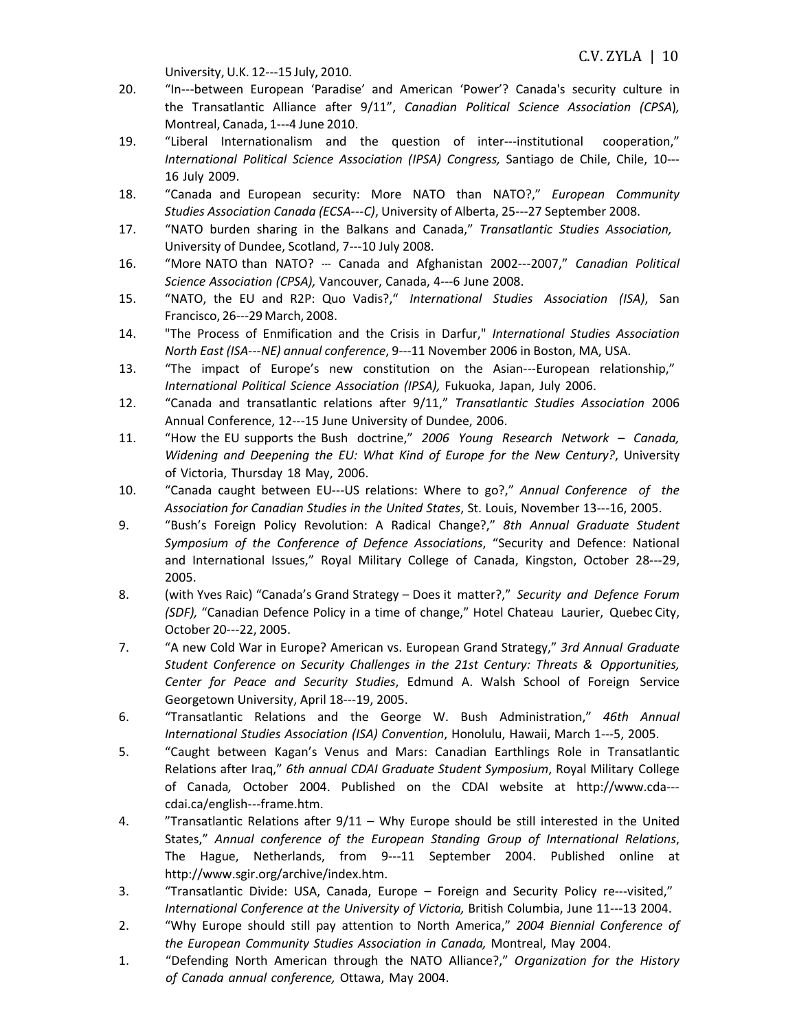University, U.K. 12---15 July, 2010.

20. "In---between European 'Paradise' and American 'Power'? Canada's security culture in the Transatlantic Alliance after 9/11", *Canadian Political Science Association (CPSA*), Montreal, Canada, 1---4 June 2010.

19. "Liberal Internationalism and the question of inter---institutional cooperation," *International Political Science Association (IPSA) Congress,* Santiago de Chile, Chile, 10---16 July 2009.

18. "Canada and European security: More NATO than NATO?," *European Community Studies Association Canada (ECSA---C)*, University of Alberta, 25---27 September 2008.

17. "NATO burden sharing in the Balkans and Canada," *Transatlantic Studies Association,* University of Dundee, Scotland, 7---10 July 2008.

16. "More NATO than NATO? --- Canada and Afghanistan 2002---2007," *Canadian Political Science Association (CPSA),* Vancouver, Canada, 4---6 June 2008.

15. "NATO, the EU and R2P: Quo Vadis?," *International Studies Association (ISA)*, San Francisco, 26---29 March, 2008.

14. "The Process of Enmification and the Crisis in Darfur," *International Studies Association North East (ISA---NE) annual conference*, 9---11 November 2006 in Boston, MA, USA.

13. "The impact of Europe's new constitution on the Asian---European relationship," *International Political Science Association (IPSA),* Fukuoka, Japan, July 2006.

12. "Canada and transatlantic relations after 9/11," *Transatlantic Studies Association* 2006 Annual Conference, 12---15 June University of Dundee, 2006.

11. "How the EU supports the Bush doctrine," *2006 Young Research Network – Canada, Widening and Deepening the EU: What Kind of Europe for the New Century?*, University of Victoria, Thursday 18 May, 2006.

10. "Canada caught between EU---US relations: Where to go?," *Annual Conference of the Association for Canadian Studies in the United States*, St. Louis, November 13---16, 2005.

9. "Bush's Foreign Policy Revolution: A Radical Change?," *8th Annual Graduate Student Symposium of the Conference of Defence Associations*, "Security and Defence: National and International Issues," Royal Military College of Canada, Kingston, October 28---29, 2005.

8. (with Yves Raic) "Canada's Grand Strategy – Does it matter?," *Security and Defence Forum (SDF),* "Canadian Defence Policy in a time of change," Hotel Chateau Laurier, Quebec City, October 20---22, 2005.

7. "A new Cold War in Europe? American vs. European Grand Strategy," *3rd Annual Graduate Student Conference on Security Challenges in the 21st Century: Threats & Opportunities, Center for Peace and Security Studies*, Edmund A. Walsh School of Foreign Service Georgetown University, April 18---19, 2005.

6. "Transatlantic Relations and the George W. Bush Administration," *46th Annual International Studies Association (ISA) Convention*, Honolulu, Hawaii, March 1---5, 2005.

5. "Caught between Kagan's Venus and Mars: Canadian Earthlings Role in Transatlantic Relations after Iraq," *6th annual CDAI Graduate Student Symposium*, Royal Military College of Canada*,* October 2004. Published on the CDAI website at http://www.cda---cdai.ca/english---frame.htm.

4. "Transatlantic Relations after 9/11 – Why Europe should be still interested in the United States," *Annual conference of the European Standing Group of International Relations*, The Hague, Netherlands, from 9---11 September 2004. Published online at http://www.sgir.org/archive/index.htm.

3. "Transatlantic Divide: USA, Canada, Europe – Foreign and Security Policy re---visited," *International Conference at the University of Victoria,* British Columbia, June 11---13 2004.

2. "Why Europe should still pay attention to North America," *2004 Biennial Conference of the European Community Studies Association in Canada,* Montreal, May 2004.

1. "Defending North American through the NATO Alliance?," *Organization for the History of Canada annual conference,* Ottawa, May 2004.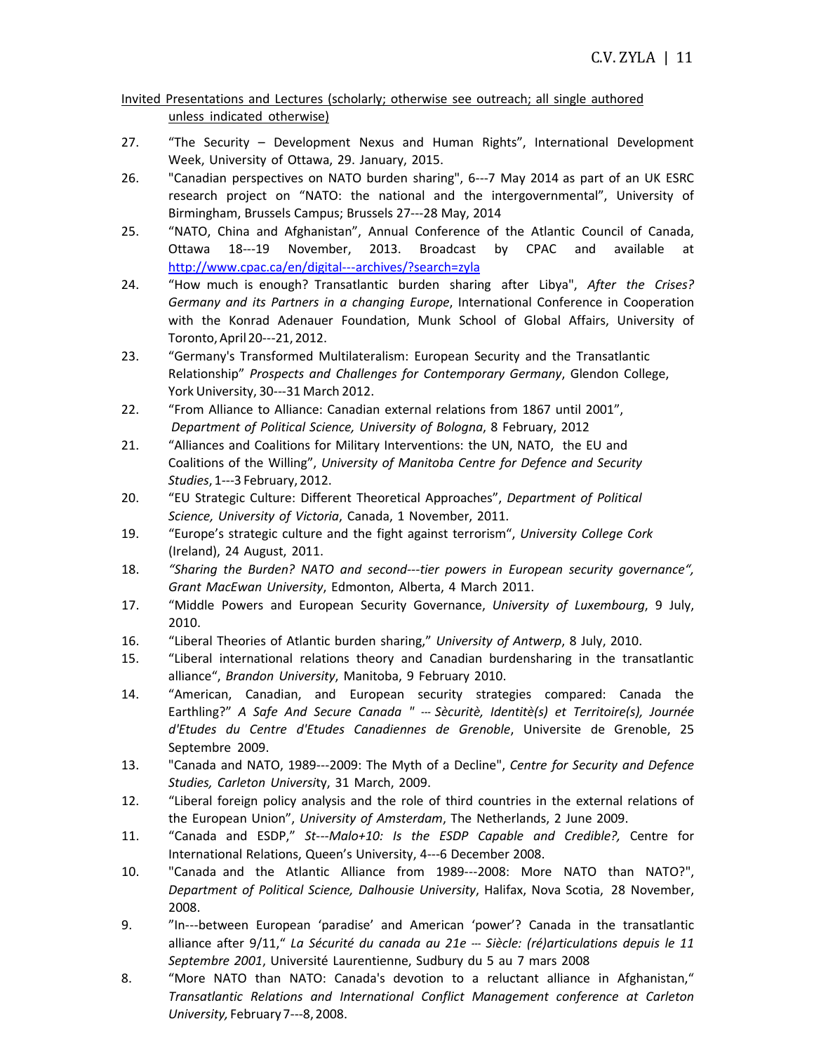Invited Presentations and Lectures (scholarly; otherwise see outreach; all single authored unless indicated otherwise)

27. “The Security – Development Nexus and Human Rights”, International Development Week, University of Ottawa, 29. January, 2015.

26. "Canadian perspectives on NATO burden sharing", 6---7 May 2014 as part of an UK ESRC research project on “NATO: the national and the intergovernmental”, University of Birmingham, Brussels Campus; Brussels 27---28 May, 2014

25. “NATO, China and Afghanistan”, Annual Conference of the Atlantic Council of Canada, Ottawa 18---19 November, 2013. Broadcast by CPAC and available at http://www.cpac.ca/en/digital---archives/?search=zyla

24. “How much is enough? Transatlantic burden sharing after Libya", *After the Crises? Germany and its Partners in a changing Europe*, International Conference in Cooperation with the Konrad Adenauer Foundation, Munk School of Global Affairs, University of Toronto, April 20---21, 2012.

23. “Germany's Transformed Multilateralism: European Security and the Transatlantic Relationship” *Prospects and Challenges for Contemporary Germany*, Glendon College, York University, 30---31 March 2012.

22. “From Alliance to Alliance: Canadian external relations from 1867 until 2001”, *Department of Political Science, University of Bologna*, 8 February, 2012

21. “Alliances and Coalitions for Military Interventions: the UN, NATO, the EU and Coalitions of the Willing”, *University of Manitoba Centre for Defence and Security Studies*, 1---3 February, 2012.

20. “EU Strategic Culture: Different Theoretical Approaches”, *Department of Political Science, University of Victoria*, Canada, 1 November, 2011.

19. “Europe’s strategic culture and the fight against terrorism“, *University College Cork* (Ireland), 24 August, 2011.

18. *“Sharing the Burden? NATO and second---tier powers in European security governance“, Grant MacEwan University*, Edmonton, Alberta, 4 March 2011.

17. “Middle Powers and European Security Governance, *University of Luxembourg*, 9 July, 2010.

16. “Liberal Theories of Atlantic burden sharing,” *University of Antwerp*, 8 July, 2010.

15. “Liberal international relations theory and Canadian burdensharing in the transatlantic alliance“, *Brandon University*, Manitoba, 9 February 2010.

14. “American, Canadian, and European security strategies compared: Canada the Earthling?” *A Safe And Secure Canada " --- Sècuritè, Identitè(s) et Territoire(s), Journée d'Etudes du Centre d'Etudes Canadiennes de Grenoble*, Universite de Grenoble, 25 Septembre 2009.

13. "Canada and NATO, 1989---2009: The Myth of a Decline", *Centre for Security and Defence Studies, Carleton Universit*y, 31 March, 2009.

12. “Liberal foreign policy analysis and the role of third countries in the external relations of the European Union”, *University of Amsterdam*, The Netherlands, 2 June 2009.

11. “Canada and ESDP,” *St---Malo+10: Is the ESDP Capable and Credible?,* Centre for International Relations, Queen’s University, 4---6 December 2008.

10. "Canada and the Atlantic Alliance from 1989---2008: More NATO than NATO?", *Department of Political Science, Dalhousie University*, Halifax, Nova Scotia, 28 November, 2008.

9. ”In---between European ‘paradise’ and American ‘power’? Canada in the transatlantic alliance after 9/11,“ *La Sécurité du canada au 21e --- Siècle: (ré)articulations depuis le 11 Septembre 2001*, Université Laurentienne, Sudbury du 5 au 7 mars 2008

8. “More NATO than NATO: Canada's devotion to a reluctant alliance in Afghanistan,“ *Transatlantic Relations and International Conflict Management conference at Carleton University,* February 7---8, 2008.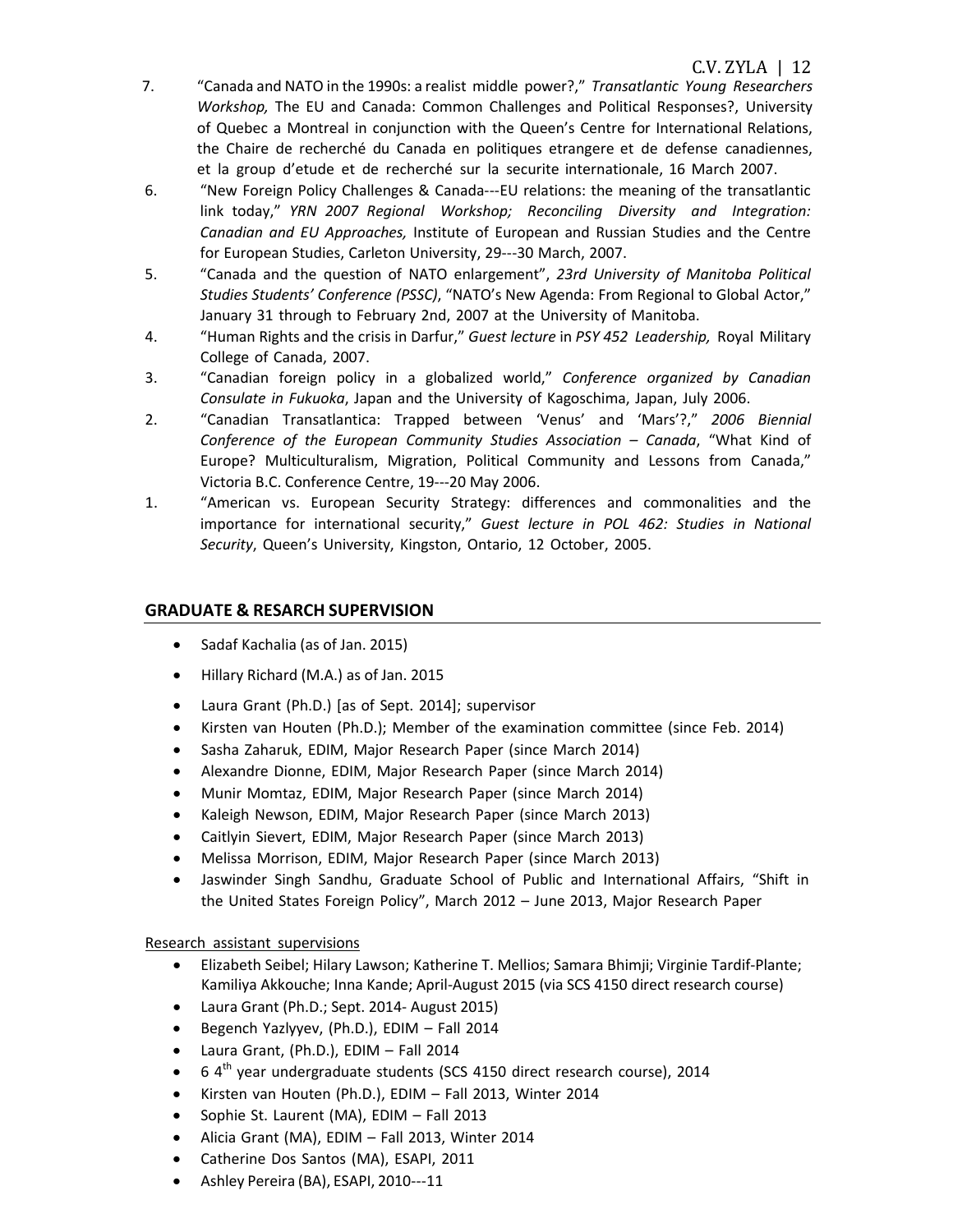7. "Canada and NATO in the 1990s: a realist middle power?," *Transatlantic Young Researchers Workshop,* The EU and Canada: Common Challenges and Political Responses?, University of Quebec a Montreal in conjunction with the Queen's Centre for International Relations, the Chaire de recherché du Canada en politiques etrangere et de defense canadiennes, et la group d'etude et de recherché sur la securite internationale, 16 March 2007.
6. "New Foreign Policy Challenges & Canada---EU relations: the meaning of the transatlantic link today," *YRN 2007 Regional Workshop; Reconciling Diversity and Integration: Canadian and EU Approaches,* Institute of European and Russian Studies and the Centre for European Studies, Carleton University, 29---30 March, 2007.
5. "Canada and the question of NATO enlargement", *23rd University of Manitoba Political Studies Students' Conference (PSSC)*, "NATO's New Agenda: From Regional to Global Actor," January 31 through to February 2nd, 2007 at the University of Manitoba.
4. "Human Rights and the crisis in Darfur," *Guest lecture* in *PSY 452 Leadership,* Royal Military College of Canada, 2007.
3. "Canadian foreign policy in a globalized world," *Conference organized by Canadian Consulate in Fukuoka*, Japan and the University of Kagoschima, Japan, July 2006.
2. "Canadian Transatlantica: Trapped between 'Venus' and 'Mars'?," *2006 Biennial Conference of the European Community Studies Association – Canada*, "What Kind of Europe? Multiculturalism, Migration, Political Community and Lessons from Canada," Victoria B.C. Conference Centre, 19---20 May 2006.
1. "American vs. European Security Strategy: differences and commonalities and the importance for international security," *Guest lecture in POL 462: Studies in National Security*, Queen's University, Kingston, Ontario, 12 October, 2005.

## GRADUATE & RESARCH SUPERVISION

- Sadaf Kachalia (as of Jan. 2015)
- Hillary Richard (M.A.) as of Jan. 2015
- Laura Grant (Ph.D.) [as of Sept. 2014]; supervisor
- Kirsten van Houten (Ph.D.); Member of the examination committee (since Feb. 2014)
- Sasha Zaharuk, EDIM, Major Research Paper (since March 2014)
- Alexandre Dionne, EDIM, Major Research Paper (since March 2014)
- Munir Momtaz, EDIM, Major Research Paper (since March 2014)
- Kaleigh Newson, EDIM, Major Research Paper (since March 2013)
- Caitlyin Sievert, EDIM, Major Research Paper (since March 2013)
- Melissa Morrison, EDIM, Major Research Paper (since March 2013)
- Jaswinder Singh Sandhu, Graduate School of Public and International Affairs, "Shift in the United States Foreign Policy", March 2012 – June 2013, Major Research Paper

Research assistant supervisions

- Elizabeth Seibel; Hilary Lawson; Katherine T. Mellios; Samara Bhimji; Virginie Tardif-Plante; Kamiliya Akkouche; Inna Kande; April-August 2015 (via SCS 4150 direct research course)
- Laura Grant (Ph.D.; Sept. 2014- August 2015)
- Begench Yazlyyev, (Ph.D.), EDIM – Fall 2014
- Laura Grant, (Ph.D.), EDIM – Fall 2014
- 6 4th year undergraduate students (SCS 4150 direct research course), 2014
- Kirsten van Houten (Ph.D.), EDIM – Fall 2013, Winter 2014
- Sophie St. Laurent (MA), EDIM – Fall 2013
- Alicia Grant (MA), EDIM – Fall 2013, Winter 2014
- Catherine Dos Santos (MA), ESAPI, 2011
- Ashley Pereira (BA), ESAPI, 2010---11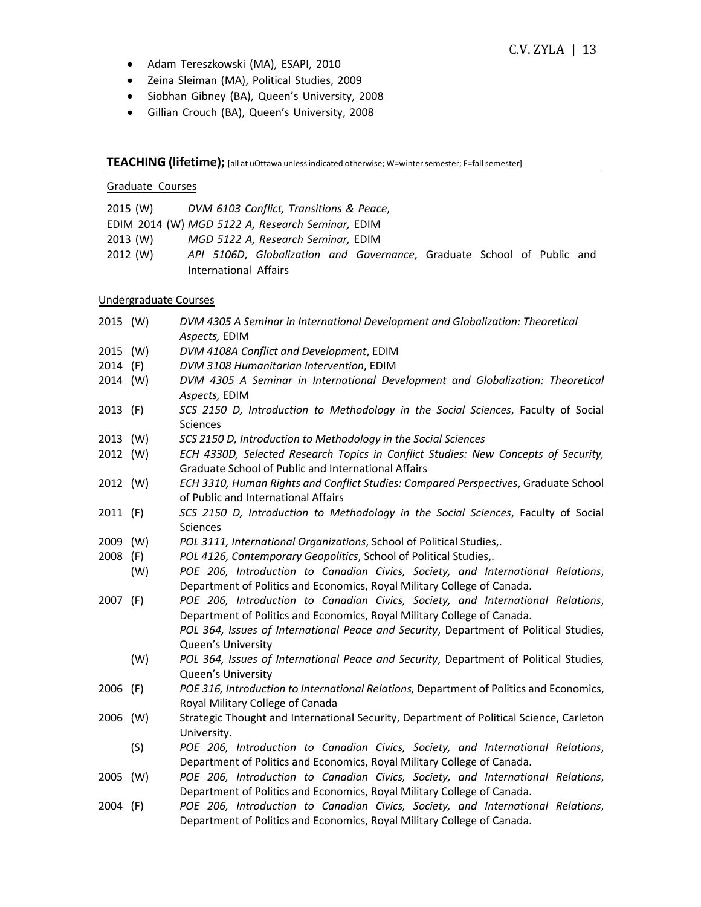- Adam Tereszkowski (MA), ESAPI, 2010
- Zeina Sleiman (MA), Political Studies, 2009
- Siobhan Gibney (BA), Queen's University, 2008
- Gillian Crouch (BA), Queen's University, 2008

## TEACHING (lifetime); [all at uOttawa unless indicated otherwise; W=winter semester; F=fall semester]

Graduate Courses

2015 (W) *DVM 6103 Conflict, Transitions & Peace*,

EDIM 2014 (W) *MGD 5122 A, Research Seminar,* EDIM

2013 (W) *MGD 5122 A, Research Seminar,* EDIM

2012 (W) *API 5106D*, *Globalization and Governance*, Graduate School of Public and International Affairs

Undergraduate Courses

2015 (W) *DVM 4305 A Seminar in International Development and Globalization: Theoretical Aspects,* EDIM

2015 (W) *DVM 4108A Conflict and Development*, EDIM

2014 (F) *DVM 3108 Humanitarian Intervention*, EDIM

2014 (W) *DVM 4305 A Seminar in International Development and Globalization: Theoretical Aspects,* EDIM

2013 (F) *SCS 2150 D, Introduction to Methodology in the Social Sciences*, Faculty of Social Sciences

2013 (W) *SCS 2150 D, Introduction to Methodology in the Social Sciences*

2012 (W) *ECH 4330D, Selected Research Topics in Conflict Studies: New Concepts of Security,* Graduate School of Public and International Affairs

2012 (W) *ECH 3310, Human Rights and Conflict Studies: Compared Perspectives*, Graduate School of Public and International Affairs

2011 (F) *SCS 2150 D, Introduction to Methodology in the Social Sciences*, Faculty of Social Sciences

2009 (W) *POL 3111, International Organizations*, School of Political Studies,.

2008 (F) *POL 4126, Contemporary Geopolitics*, School of Political Studies,.

(W) *POE 206, Introduction to Canadian Civics, Society, and International Relations*, Department of Politics and Economics, Royal Military College of Canada.

2007 (F) *POE 206, Introduction to Canadian Civics, Society, and International Relations*, Department of Politics and Economics, Royal Military College of Canada.

*POL 364, Issues of International Peace and Security*, Department of Political Studies, Queen's University

(W) *POL 364, Issues of International Peace and Security*, Department of Political Studies, Queen's University

2006 (F) *POE 316, Introduction to International Relations,* Department of Politics and Economics, Royal Military College of Canada

2006 (W) Strategic Thought and International Security, Department of Political Science, Carleton University.

(S) *POE 206, Introduction to Canadian Civics, Society, and International Relations*, Department of Politics and Economics, Royal Military College of Canada.

2005 (W) *POE 206, Introduction to Canadian Civics, Society, and International Relations*, Department of Politics and Economics, Royal Military College of Canada.

2004 (F) *POE 206, Introduction to Canadian Civics, Society, and International Relations*, Department of Politics and Economics, Royal Military College of Canada.